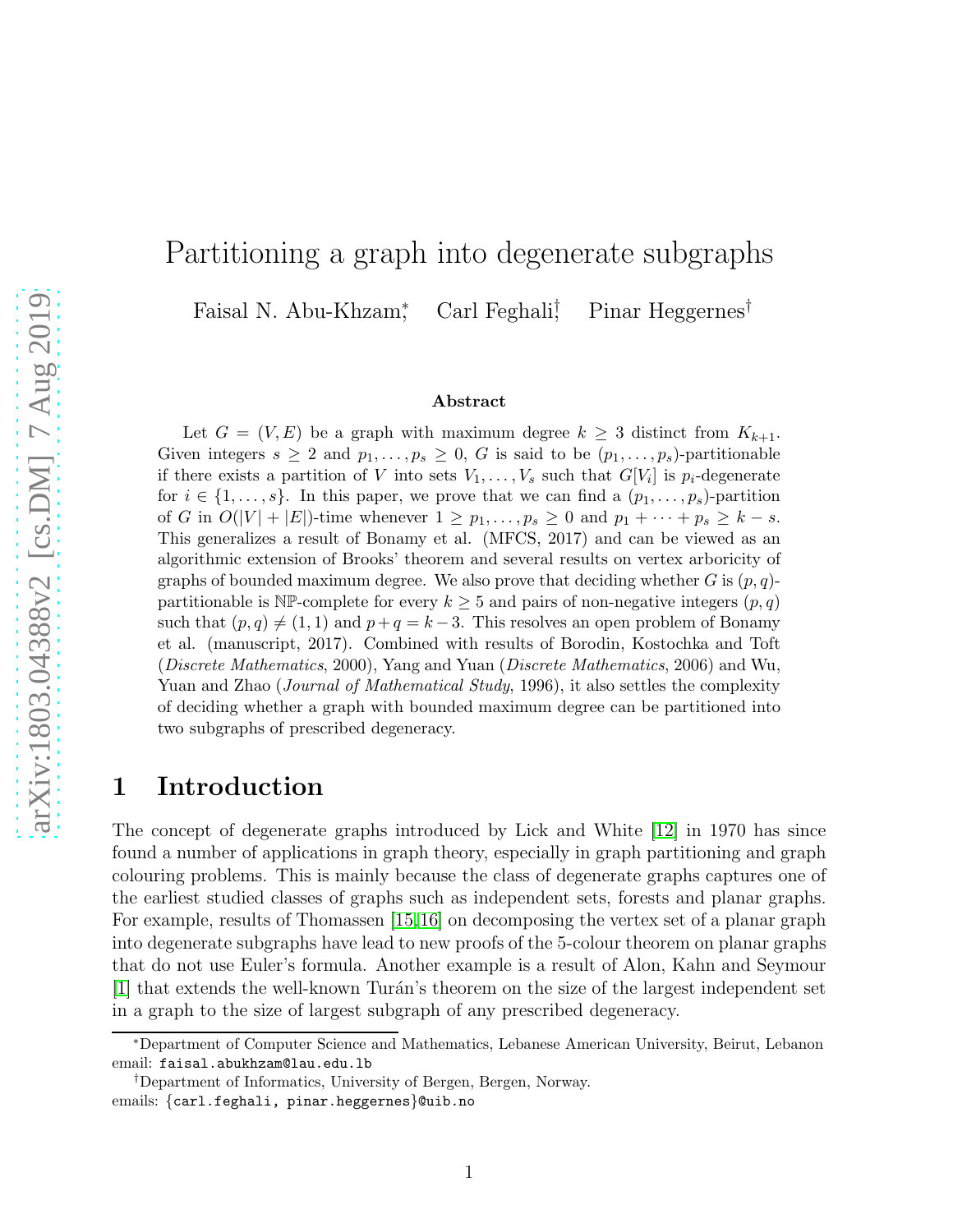# Partitioning a graph into degenerate subgraphs

Faisal N. Abu-Khzam[*], Carl Feghali[†], Pinar Heggernes[†]

## Abstract

Let $G = (V, E)$ be a graph with maximum degree $k \geq 3$ distinct from $K_{k+1}$. Given integers $s \geq 2$ and $p_1, \ldots, p_s \geq 0$, $G$ is said to be $(p_1, \ldots, p_s)$-partitionable if there exists a partition of $V$ into sets $V_1, \ldots, V_s$ such that $G[V_i]$ is $p_i$-degenerate for $i \in \{1, \ldots, s\}$. In this paper, we prove that we can find a $(p_1, \ldots, p_s)$-partition of $G$ in $O(|V| + |E|)$-time whenever $1 \geq p_1, \ldots, p_s \geq 0$ and $p_1 + \cdots + p_s \geq k - s$. This generalizes a result of Bonamy et al. (MFCS, 2017) and can be viewed as an algorithmic extension of Brooks' theorem and several results on vertex arboricity of graphs of bounded maximum degree. We also prove that deciding whether $G$ is $(p, q)$-partitionable is $\mathbb{NP}$-complete for every $k \geq 5$ and pairs of non-negative integers $(p, q)$ such that $(p, q) \neq (1, 1)$ and $p + q = k - 3$. This resolves an open problem of Bonamy et al. (manuscript, 2017). Combined with results of Borodin, Kostochka and Toft (*Discrete Mathematics*, 2000), Yang and Yuan (*Discrete Mathematics*, 2006) and Wu, Yuan and Zhao (*Journal of Mathematical Study*, 1996), it also settles the complexity of deciding whether a graph with bounded maximum degree can be partitioned into two subgraphs of prescribed degeneracy.

## 1 Introduction

The concept of degenerate graphs introduced by Lick and White [12] in 1970 has since found a number of applications in graph theory, especially in graph partitioning and graph colouring problems. This is mainly because the class of degenerate graphs captures one of the earliest studied classes of graphs such as independent sets, forests and planar graphs. For example, results of Thomassen [15,16] on decomposing the vertex set of a planar graph into degenerate subgraphs have lead to new proofs of the 5-colour theorem on planar graphs that do not use Euler's formula. Another example is a result of Alon, Kahn and Seymour [1] that extends the well-known Turán's theorem on the size of the largest independent set in a graph to the size of largest subgraph of any prescribed degeneracy.

---

[*]Department of Computer Science and Mathematics, Lebanese American University, Beirut, Lebanon email: faisal.abukhzam@lau.edu.lb

[†]Department of Informatics, University of Bergen, Bergen, Norway. emails: {carl.feghali, pinar.heggernes}@uib.no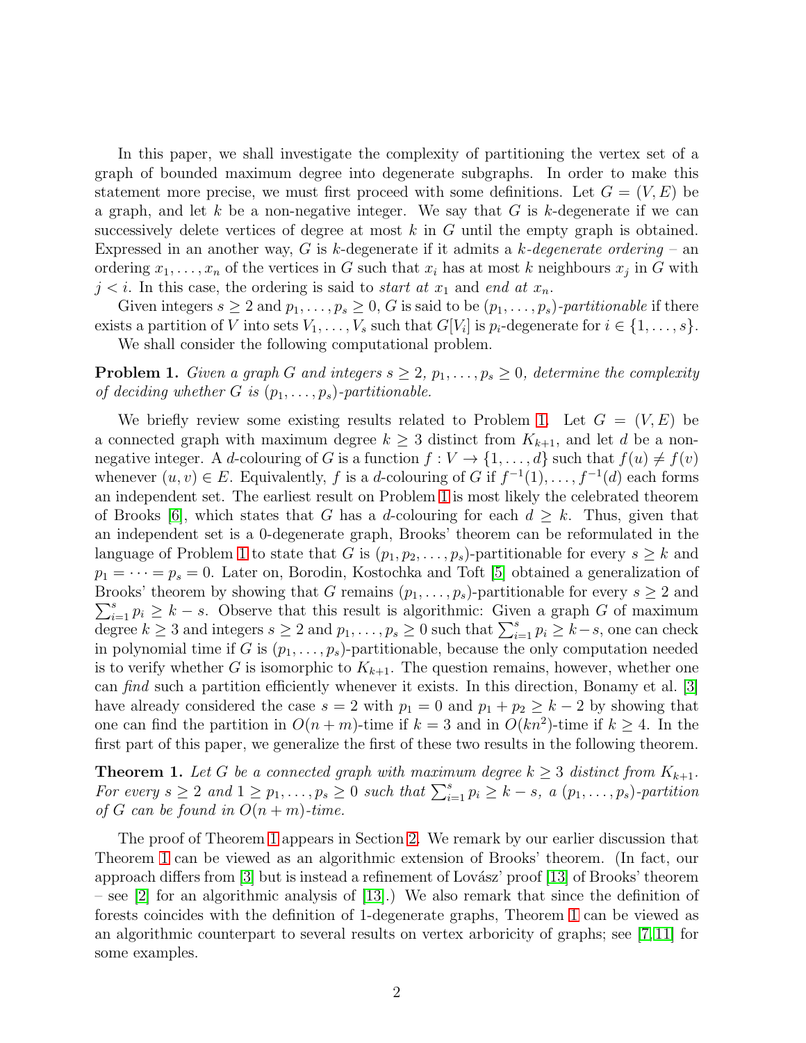In this paper, we shall investigate the complexity of partitioning the vertex set of a graph of bounded maximum degree into degenerate subgraphs. In order to make this statement more precise, we must first proceed with some definitions. Let $G = (V, E)$ be a graph, and let $k$ be a non-negative integer. We say that $G$ is $k$-degenerate if we can successively delete vertices of degree at most $k$ in $G$ until the empty graph is obtained. Expressed in an another way, $G$ is $k$-degenerate if it admits a *$k$-degenerate ordering* – an ordering $x_1, \ldots, x_n$ of the vertices in $G$ such that $x_i$ has at most $k$ neighbours $x_j$ in $G$ with $j < i$. In this case, the ordering is said to *start at* $x_1$ and *end at* $x_n$.

Given integers $s \geq 2$ and $p_1, \ldots, p_s \geq 0$, $G$ is said to be *$(p_1, \ldots, p_s)$-partitionable* if there exists a partition of $V$ into sets $V_1, \ldots, V_s$ such that $G[V_i]$ is $p_i$-degenerate for $i \in \{1, \ldots, s\}$.

We shall consider the following computational problem.

**Problem 1.** *Given a graph $G$ and integers $s \geq 2$, $p_1, \ldots, p_s \geq 0$, determine the complexity of deciding whether $G$ is $(p_1, \ldots, p_s)$-partitionable.*

We briefly review some existing results related to Problem 1. Let $G = (V, E)$ be a connected graph with maximum degree $k \geq 3$ distinct from $K_{k+1}$, and let $d$ be a non-negative integer. A $d$-colouring of $G$ is a function $f : V \to \{1, \ldots, d\}$ such that $f(u) \neq f(v)$ whenever $(u, v) \in E$. Equivalently, $f$ is a $d$-colouring of $G$ if $f^{-1}(1), \ldots, f^{-1}(d)$ each forms an independent set. The earliest result on Problem 1 is most likely the celebrated theorem of Brooks [6], which states that $G$ has a $d$-colouring for each $d \geq k$. Thus, given that an independent set is a 0-degenerate graph, Brooks' theorem can be reformulated in the language of Problem 1 to state that $G$ is $(p_1, p_2, \ldots, p_s)$-partitionable for every $s \geq k$ and $p_1 = \cdots = p_s = 0$. Later on, Borodin, Kostochka and Toft [5] obtained a generalization of Brooks' theorem by showing that $G$ remains $(p_1, \ldots, p_s)$-partitionable for every $s \geq 2$ and $\sum_{i=1}^{s} p_i \geq k - s$. Observe that this result is algorithmic: Given a graph $G$ of maximum degree $k \geq 3$ and integers $s \geq 2$ and $p_1, \ldots, p_s \geq 0$ such that $\sum_{i=1}^{s} p_i \geq k - s$, one can check in polynomial time if $G$ is $(p_1, \ldots, p_s)$-partitionable, because the only computation needed is to verify whether $G$ is isomorphic to $K_{k+1}$. The question remains, however, whether one can *find* such a partition efficiently whenever it exists. In this direction, Bonamy et al. [3] have already considered the case $s = 2$ with $p_1 = 0$ and $p_1 + p_2 \geq k - 2$ by showing that one can find the partition in $O(n + m)$-time if $k = 3$ and in $O(kn^2)$-time if $k \geq 4$. In the first part of this paper, we generalize the first of these two results in the following theorem.

**Theorem 1.** *Let $G$ be a connected graph with maximum degree $k \geq 3$ distinct from $K_{k+1}$. For every $s \geq 2$ and $1 \geq p_1, \ldots, p_s \geq 0$ such that $\sum_{i=1}^{s} p_i \geq k - s$, a $(p_1, \ldots, p_s)$-partition of $G$ can be found in $O(n + m)$-time.*

The proof of Theorem 1 appears in Section 2. We remark by our earlier discussion that Theorem 1 can be viewed as an algorithmic extension of Brooks' theorem. (In fact, our approach differs from [3] but is instead a refinement of Lovász' proof [13] of Brooks' theorem – see [2] for an algorithmic analysis of [13].) We also remark that since the definition of forests coincides with the definition of 1-degenerate graphs, Theorem 1 can be viewed as an algorithmic counterpart to several results on vertex arboricity of graphs; see [7, 11] for some examples.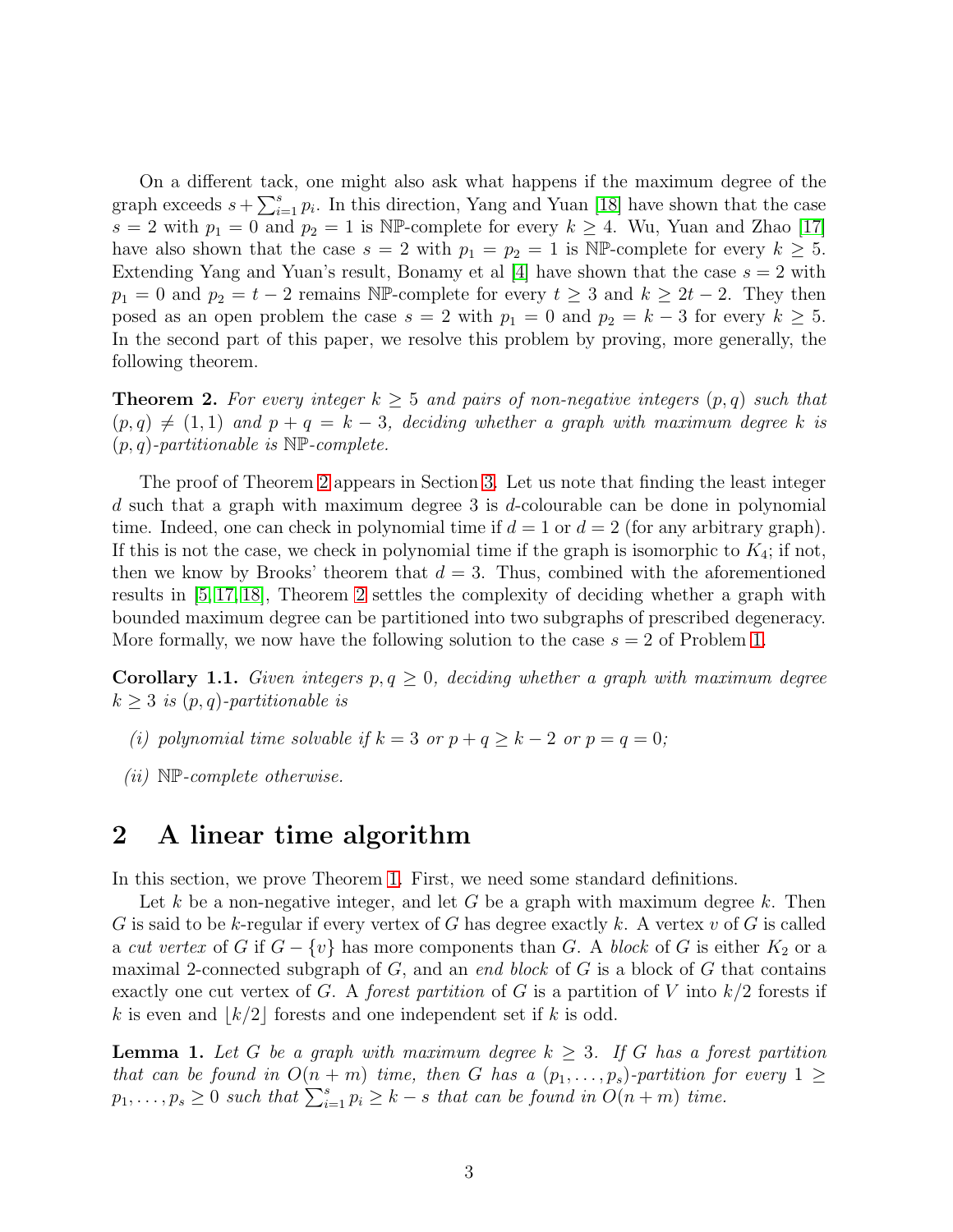On a different tack, one might also ask what happens if the maximum degree of the graph exceeds $s + \sum_{i=1}^{s} p_i$. In this direction, Yang and Yuan [18] have shown that the case $s = 2$ with $p_1 = 0$ and $p_2 = 1$ is $\mathbb{NP}$-complete for every $k \geq 4$. Wu, Yuan and Zhao [17] have also shown that the case $s = 2$ with $p_1 = p_2 = 1$ is $\mathbb{NP}$-complete for every $k \geq 5$. Extending Yang and Yuan's result, Bonamy et al [4] have shown that the case $s = 2$ with $p_1 = 0$ and $p_2 = t - 2$ remains $\mathbb{NP}$-complete for every $t \geq 3$ and $k \geq 2t - 2$. They then posed as an open problem the case $s = 2$ with $p_1 = 0$ and $p_2 = k - 3$ for every $k \geq 5$. In the second part of this paper, we resolve this problem by proving, more generally, the following theorem.

**Theorem 2.** *For every integer $k \geq 5$ and pairs of non-negative integers $(p, q)$ such that $(p, q) \neq (1, 1)$ and $p + q = k - 3$, deciding whether a graph with maximum degree $k$ is $(p, q)$-partitionable is $\mathbb{NP}$-complete.*

The proof of Theorem 2 appears in Section 3. Let us note that finding the least integer $d$ such that a graph with maximum degree 3 is $d$-colourable can be done in polynomial time. Indeed, one can check in polynomial time if $d = 1$ or $d = 2$ (for any arbitrary graph). If this is not the case, we check in polynomial time if the graph is isomorphic to $K_4$; if not, then we know by Brooks' theorem that $d = 3$. Thus, combined with the aforementioned results in [5, 17, 18], Theorem 2 settles the complexity of deciding whether a graph with bounded maximum degree can be partitioned into two subgraphs of prescribed degeneracy. More formally, we now have the following solution to the case $s = 2$ of Problem 1.

**Corollary 1.1.** *Given integers $p, q \geq 0$, deciding whether a graph with maximum degree $k \geq 3$ is $(p, q)$-partitionable is*

*(i) polynomial time solvable if $k = 3$ or $p + q \geq k - 2$ or $p = q = 0$;*

*(ii) $\mathbb{NP}$-complete otherwise.*

## 2 A linear time algorithm

In this section, we prove Theorem 1. First, we need some standard definitions.

Let $k$ be a non-negative integer, and let $G$ be a graph with maximum degree $k$. Then $G$ is said to be $k$-regular if every vertex of $G$ has degree exactly $k$. A vertex $v$ of $G$ is called a *cut vertex* of $G$ if $G - \{v\}$ has more components than $G$. A *block* of $G$ is either $K_2$ or a maximal 2-connected subgraph of $G$, and an *end block* of $G$ is a block of $G$ that contains exactly one cut vertex of $G$. A *forest partition* of $G$ is a partition of $V$ into $k/2$ forests if $k$ is even and $\lfloor k/2 \rfloor$ forests and one independent set if $k$ is odd.

**Lemma 1.** *Let $G$ be a graph with maximum degree $k \geq 3$. If $G$ has a forest partition that can be found in $O(n + m)$ time, then $G$ has a $(p_1, \ldots, p_s)$-partition for every $1 \geq p_1, \ldots, p_s \geq 0$ such that $\sum_{i=1}^{s} p_i \geq k - s$ that can be found in $O(n + m)$ time.*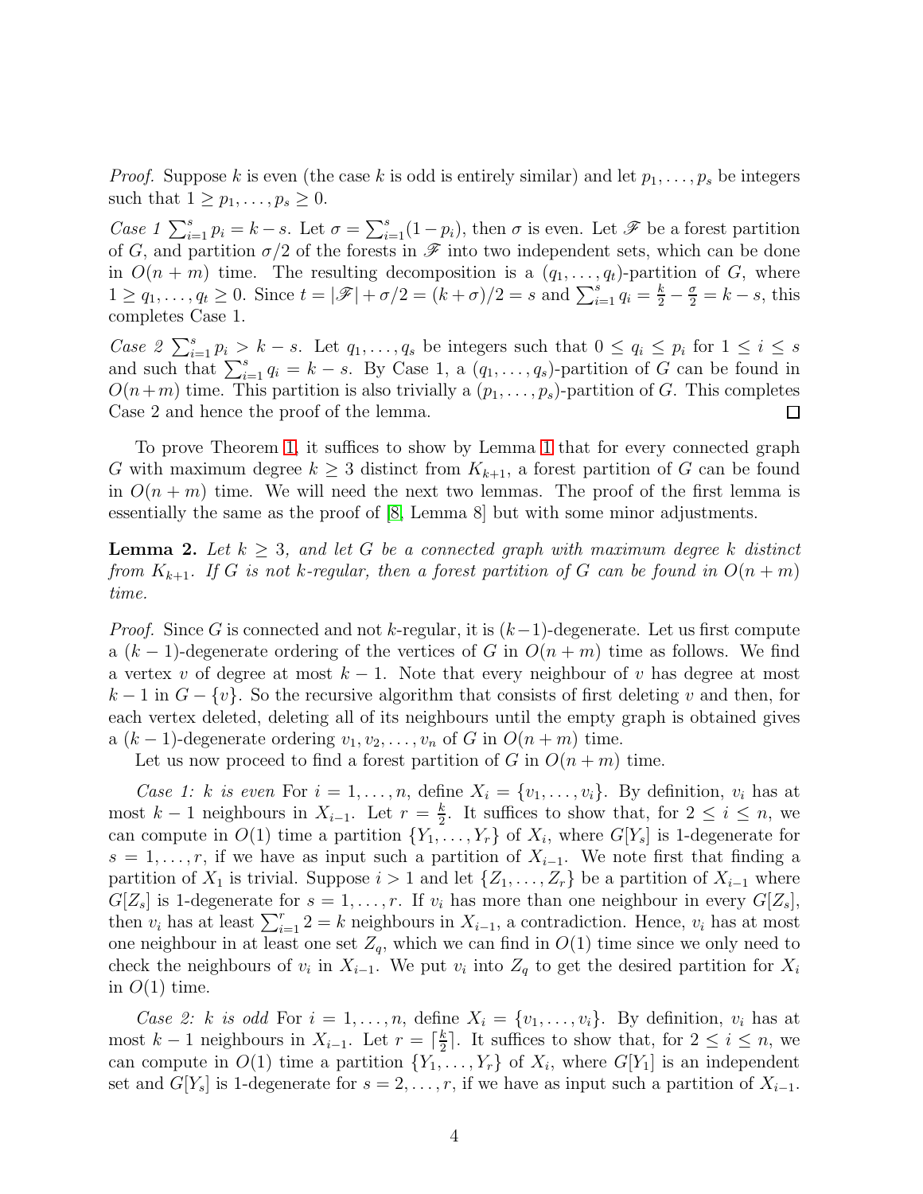*Proof.* Suppose $k$ is even (the case $k$ is odd is entirely similar) and let $p_1, \dots, p_s$ be integers such that $1 \geq p_1, \dots, p_s \geq 0$.

*Case 1* $\sum_{i=1}^{s} p_i = k - s$. Let $\sigma = \sum_{i=1}^{s}(1 - p_i)$, then $\sigma$ is even. Let $\mathscr{F}$ be a forest partition of $G$, and partition $\sigma/2$ of the forests in $\mathscr{F}$ into two independent sets, which can be done in $O(n+m)$ time. The resulting decomposition is a $(q_1, \dots, q_t)$-partition of $G$, where $1 \geq q_1, \dots, q_t \geq 0$. Since $t = |\mathscr{F}| + \sigma/2 = (k + \sigma)/2 = s$ and $\sum_{i=1}^{s} q_i = \frac{k}{2} - \frac{\sigma}{2} = k - s$, this completes Case 1.

*Case 2* $\sum_{i=1}^{s} p_i > k - s$. Let $q_1, \dots, q_s$ be integers such that $0 \leq q_i \leq p_i$ for $1 \leq i \leq s$ and such that $\sum_{i=1}^{s} q_i = k - s$. By Case 1, a $(q_1, \dots, q_s)$-partition of $G$ can be found in $O(n+m)$ time. This partition is also trivially a $(p_1, \dots, p_s)$-partition of $G$. This completes Case 2 and hence the proof of the lemma. $\square$

To prove Theorem 1, it suffices to show by Lemma 1 that for every connected graph $G$ with maximum degree $k \geq 3$ distinct from $K_{k+1}$, a forest partition of $G$ can be found in $O(n+m)$ time. We will need the next two lemmas. The proof of the first lemma is essentially the same as the proof of [8, Lemma 8] but with some minor adjustments.

**Lemma 2.** *Let $k \geq 3$, and let $G$ be a connected graph with maximum degree $k$ distinct from $K_{k+1}$. If $G$ is not $k$-regular, then a forest partition of $G$ can be found in $O(n+m)$ time.*

*Proof.* Since $G$ is connected and not $k$-regular, it is $(k-1)$-degenerate. Let us first compute a $(k-1)$-degenerate ordering of the vertices of $G$ in $O(n+m)$ time as follows. We find a vertex $v$ of degree at most $k-1$. Note that every neighbour of $v$ has degree at most $k-1$ in $G - \{v\}$. So the recursive algorithm that consists of first deleting $v$ and then, for each vertex deleted, deleting all of its neighbours until the empty graph is obtained gives a $(k-1)$-degenerate ordering $v_1, v_2, \dots, v_n$ of $G$ in $O(n+m)$ time.

Let us now proceed to find a forest partition of $G$ in $O(n+m)$ time.

*Case 1: $k$ is even* For $i = 1, \dots, n$, define $X_i = \{v_1, \dots, v_i\}$. By definition, $v_i$ has at most $k-1$ neighbours in $X_{i-1}$. Let $r = \frac{k}{2}$. It suffices to show that, for $2 \leq i \leq n$, we can compute in $O(1)$ time a partition $\{Y_1, \dots, Y_r\}$ of $X_i$, where $G[Y_s]$ is 1-degenerate for $s = 1, \dots, r$, if we have as input such a partition of $X_{i-1}$. We note first that finding a partition of $X_1$ is trivial. Suppose $i > 1$ and let $\{Z_1, \dots, Z_r\}$ be a partition of $X_{i-1}$ where $G[Z_s]$ is 1-degenerate for $s = 1, \dots, r$. If $v_i$ has more than one neighbour in every $G[Z_s]$, then $v_i$ has at least $\sum_{i=1}^{r} 2 = k$ neighbours in $X_{i-1}$, a contradiction. Hence, $v_i$ has at most one neighbour in at least one set $Z_q$, which we can find in $O(1)$ time since we only need to check the neighbours of $v_i$ in $X_{i-1}$. We put $v_i$ into $Z_q$ to get the desired partition for $X_i$ in $O(1)$ time.

*Case 2: $k$ is odd* For $i = 1, \dots, n$, define $X_i = \{v_1, \dots, v_i\}$. By definition, $v_i$ has at most $k-1$ neighbours in $X_{i-1}$. Let $r = \lceil \frac{k}{2} \rceil$. It suffices to show that, for $2 \leq i \leq n$, we can compute in $O(1)$ time a partition $\{Y_1, \dots, Y_r\}$ of $X_i$, where $G[Y_1]$ is an independent set and $G[Y_s]$ is 1-degenerate for $s = 2, \dots, r$, if we have as input such a partition of $X_{i-1}$.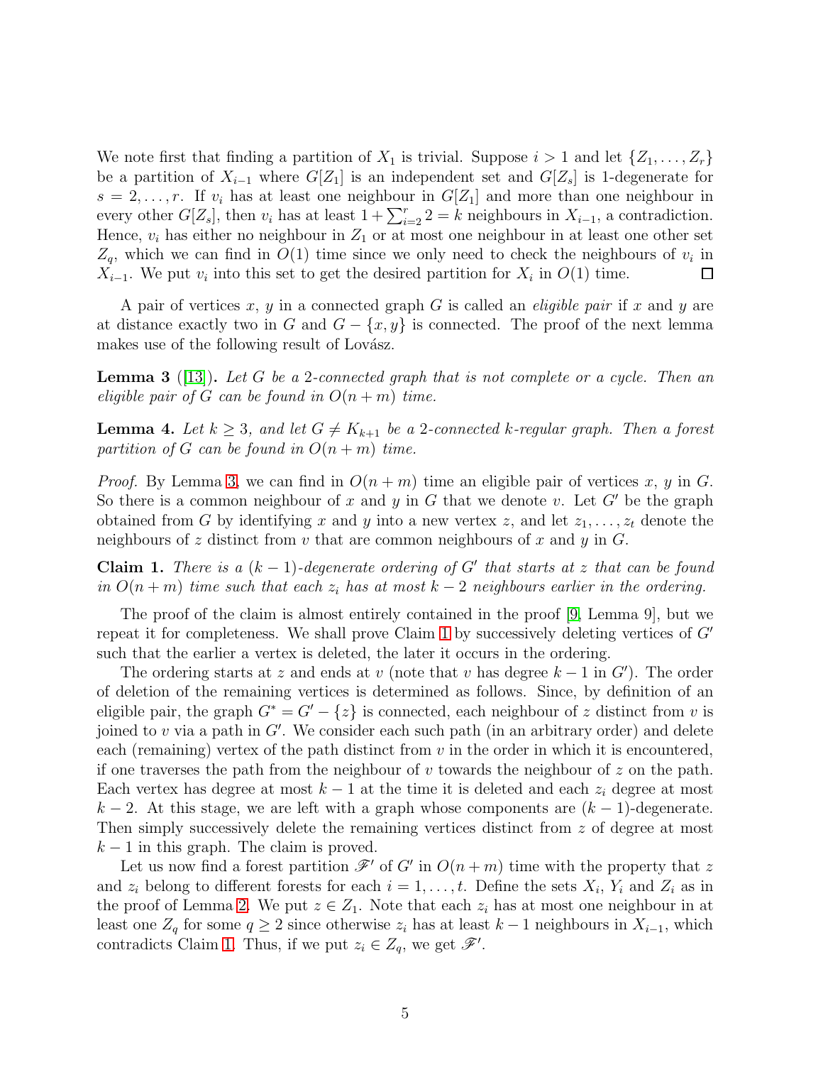We note first that finding a partition of $X_1$ is trivial. Suppose $i > 1$ and let $\{Z_1, \ldots, Z_r\}$ be a partition of $X_{i-1}$ where $G[Z_1]$ is an independent set and $G[Z_s]$ is 1-degenerate for $s = 2, \ldots, r$. If $v_i$ has at least one neighbour in $G[Z_1]$ and more than one neighbour in every other $G[Z_s]$, then $v_i$ has at least $1 + \sum_{i=2}^{r} 2 = k$ neighbours in $X_{i-1}$, a contradiction. Hence, $v_i$ has either no neighbour in $Z_1$ or at most one neighbour in at least one other set $Z_q$, which we can find in $O(1)$ time since we only need to check the neighbours of $v_i$ in $X_{i-1}$. We put $v_i$ into this set to get the desired partition for $X_i$ in $O(1)$ time. □

A pair of vertices $x$, $y$ in a connected graph $G$ is called an *eligible pair* if $x$ and $y$ are at distance exactly two in $G$ and $G - \{x, y\}$ is connected. The proof of the next lemma makes use of the following result of Lovász.

**Lemma 3** ([13])**.** *Let $G$ be a 2-connected graph that is not complete or a cycle. Then an eligible pair of $G$ can be found in $O(n + m)$ time.*

**Lemma 4.** *Let $k \geq 3$, and let $G \neq K_{k+1}$ be a 2-connected $k$-regular graph. Then a forest partition of $G$ can be found in $O(n + m)$ time.*

*Proof.* By Lemma 3, we can find in $O(n + m)$ time an eligible pair of vertices $x$, $y$ in $G$. So there is a common neighbour of $x$ and $y$ in $G$ that we denote $v$. Let $G'$ be the graph obtained from $G$ by identifying $x$ and $y$ into a new vertex $z$, and let $z_1, \ldots, z_t$ denote the neighbours of $z$ distinct from $v$ that are common neighbours of $x$ and $y$ in $G$.

**Claim 1.** *There is a $(k-1)$-degenerate ordering of $G'$ that starts at $z$ that can be found in $O(n + m)$ time such that each $z_i$ has at most $k - 2$ neighbours earlier in the ordering.*

The proof of the claim is almost entirely contained in the proof [9, Lemma 9], but we repeat it for completeness. We shall prove Claim 1 by successively deleting vertices of $G'$ such that the earlier a vertex is deleted, the later it occurs in the ordering.

The ordering starts at $z$ and ends at $v$ (note that $v$ has degree $k - 1$ in $G'$). The order of deletion of the remaining vertices is determined as follows. Since, by definition of an eligible pair, the graph $G^* = G' - \{z\}$ is connected, each neighbour of $z$ distinct from $v$ is joined to $v$ via a path in $G'$. We consider each such path (in an arbitrary order) and delete each (remaining) vertex of the path distinct from $v$ in the order in which it is encountered, if one traverses the path from the neighbour of $v$ towards the neighbour of $z$ on the path. Each vertex has degree at most $k - 1$ at the time it is deleted and each $z_i$ degree at most $k - 2$. At this stage, we are left with a graph whose components are $(k-1)$-degenerate. Then simply successively delete the remaining vertices distinct from $z$ of degree at most $k - 1$ in this graph. The claim is proved.

Let us now find a forest partition $\mathscr{F}'$ of $G'$ in $O(n + m)$ time with the property that $z$ and $z_i$ belong to different forests for each $i = 1, \ldots, t$. Define the sets $X_i$, $Y_i$ and $Z_i$ as in the proof of Lemma 2. We put $z \in Z_1$. Note that each $z_i$ has at most one neighbour in at least one $Z_q$ for some $q \geq 2$ since otherwise $z_i$ has at least $k - 1$ neighbours in $X_{i-1}$, which contradicts Claim 1. Thus, if we put $z_i \in Z_q$, we get $\mathscr{F}'$.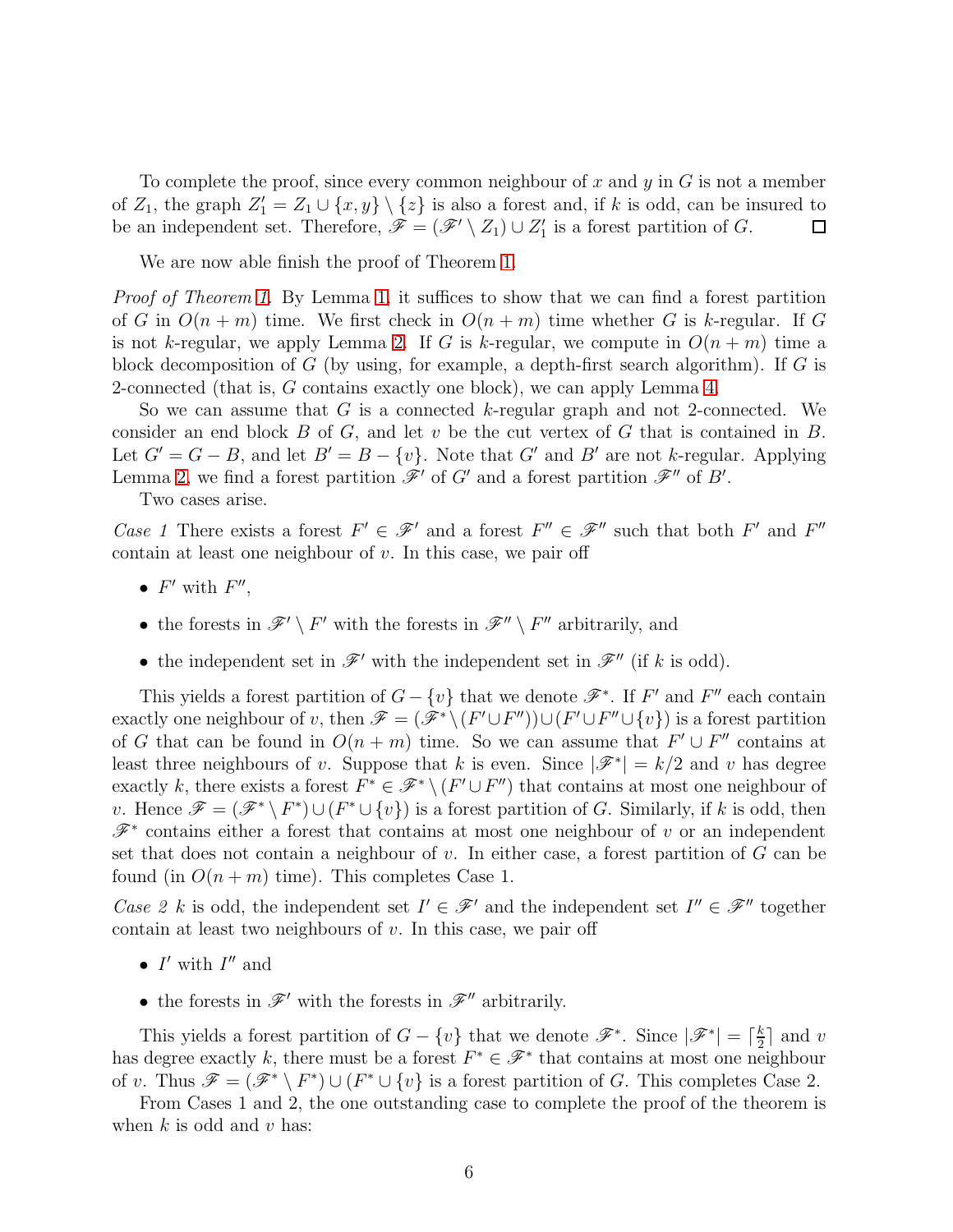To complete the proof, since every common neighbour of $x$ and $y$ in $G$ is not a member of $Z_1$, the graph $Z_1' = Z_1 \cup \{x, y\} \setminus \{z\}$ is also a forest and, if $k$ is odd, can be insured to be an independent set. Therefore, $\mathscr{F} = (\mathscr{F}' \setminus Z_1) \cup Z_1'$ is a forest partition of $G$. $\square$

We are now able finish the proof of Theorem 1.

*Proof of Theorem 1.* By Lemma 1, it suffices to show that we can find a forest partition of $G$ in $O(n+m)$ time. We first check in $O(n+m)$ time whether $G$ is $k$-regular. If $G$ is not $k$-regular, we apply Lemma 2. If $G$ is $k$-regular, we compute in $O(n+m)$ time a block decomposition of $G$ (by using, for example, a depth-first search algorithm). If $G$ is 2-connected (that is, $G$ contains exactly one block), we can apply Lemma 4.

So we can assume that $G$ is a connected $k$-regular graph and not 2-connected. We consider an end block $B$ of $G$, and let $v$ be the cut vertex of $G$ that is contained in $B$. Let $G' = G - B$, and let $B' = B - \{v\}$. Note that $G'$ and $B'$ are not $k$-regular. Applying Lemma 2, we find a forest partition $\mathscr{F}'$ of $G'$ and a forest partition $\mathscr{F}''$ of $B'$.

Two cases arise.

*Case 1* There exists a forest $F' \in \mathscr{F}'$ and a forest $F'' \in \mathscr{F}''$ such that both $F'$ and $F''$ contain at least one neighbour of $v$. In this case, we pair off

- $F'$ with $F''$,
- the forests in $\mathscr{F}' \setminus F'$ with the forests in $\mathscr{F}'' \setminus F''$ arbitrarily, and
- the independent set in $\mathscr{F}'$ with the independent set in $\mathscr{F}''$ (if $k$ is odd).

This yields a forest partition of $G - \{v\}$ that we denote $\mathscr{F}^*$. If $F'$ and $F''$ each contain exactly one neighbour of $v$, then $\mathscr{F} = (\mathscr{F}^* \setminus (F' \cup F'')) \cup (F' \cup F'' \cup \{v\})$ is a forest partition of $G$ that can be found in $O(n+m)$ time. So we can assume that $F' \cup F''$ contains at least three neighbours of $v$. Suppose that $k$ is even. Since $|\mathscr{F}^*| = k/2$ and $v$ has degree exactly $k$, there exists a forest $F^* \in \mathscr{F}^* \setminus (F' \cup F'')$ that contains at most one neighbour of $v$. Hence $\mathscr{F} = (\mathscr{F}^* \setminus F^*) \cup (F^* \cup \{v\})$ is a forest partition of $G$. Similarly, if $k$ is odd, then $\mathscr{F}^*$ contains either a forest that contains at most one neighbour of $v$ or an independent set that does not contain a neighbour of $v$. In either case, a forest partition of $G$ can be found (in $O(n+m)$ time). This completes Case 1.

*Case 2* $k$ is odd, the independent set $I' \in \mathscr{F}'$ and the independent set $I'' \in \mathscr{F}''$ together contain at least two neighbours of $v$. In this case, we pair off

- $I'$ with $I''$ and
- the forests in $\mathscr{F}'$ with the forests in $\mathscr{F}''$ arbitrarily.

This yields a forest partition of $G - \{v\}$ that we denote $\mathscr{F}^*$. Since $|\mathscr{F}^*| = \lceil \frac{k}{2} \rceil$ and $v$ has degree exactly $k$, there must be a forest $F^* \in \mathscr{F}^*$ that contains at most one neighbour of $v$. Thus $\mathscr{F} = (\mathscr{F}^* \setminus F^*) \cup (F^* \cup \{v\})$ is a forest partition of $G$. This completes Case 2.

From Cases 1 and 2, the one outstanding case to complete the proof of the theorem is when $k$ is odd and $v$ has: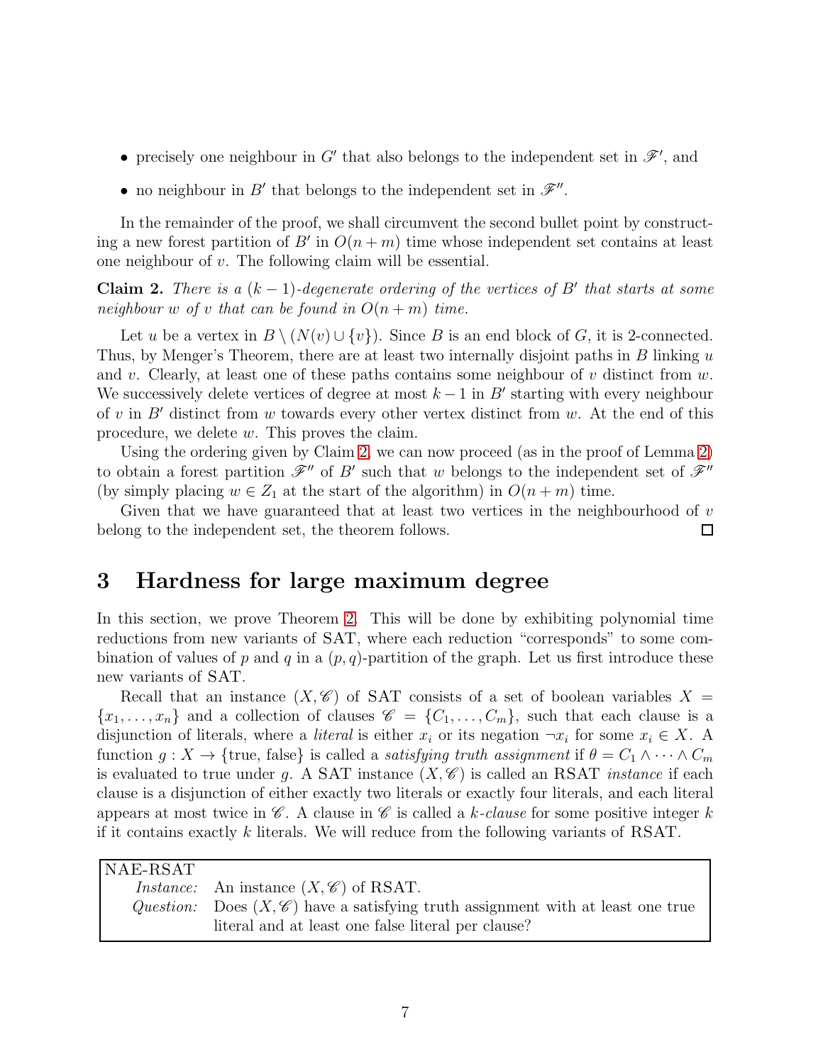- precisely one neighbour in $G'$ that also belongs to the independent set in $\mathscr{F}'$, and
- no neighbour in $B'$ that belongs to the independent set in $\mathscr{F}''$.

In the remainder of the proof, we shall circumvent the second bullet point by constructing a new forest partition of $B'$ in $O(n+m)$ time whose independent set contains at least one neighbour of $v$. The following claim will be essential.

**Claim 2.** *There is a $(k-1)$-degenerate ordering of the vertices of $B'$ that starts at some neighbour $w$ of $v$ that can be found in $O(n+m)$ time.*

Let $u$ be a vertex in $B \setminus (N(v) \cup \{v\})$. Since $B$ is an end block of $G$, it is 2-connected. Thus, by Menger's Theorem, there are at least two internally disjoint paths in $B$ linking $u$ and $v$. Clearly, at least one of these paths contains some neighbour of $v$ distinct from $w$. We successively delete vertices of degree at most $k-1$ in $B'$ starting with every neighbour of $v$ in $B'$ distinct from $w$ towards every other vertex distinct from $w$. At the end of this procedure, we delete $w$. This proves the claim.

Using the ordering given by Claim 2, we can now proceed (as in the proof of Lemma 2) to obtain a forest partition $\mathscr{F}''$ of $B'$ such that $w$ belongs to the independent set of $\mathscr{F}''$ (by simply placing $w \in Z_1$ at the start of the algorithm) in $O(n+m)$ time.

Given that we have guaranteed that at least two vertices in the neighbourhood of $v$ belong to the independent set, the theorem follows. □

# 3 Hardness for large maximum degree

In this section, we prove Theorem 2. This will be done by exhibiting polynomial time reductions from new variants of SAT, where each reduction "corresponds" to some combination of values of $p$ and $q$ in a $(p,q)$-partition of the graph. Let us first introduce these new variants of SAT.

Recall that an instance $(X, \mathscr{C})$ of SAT consists of a set of boolean variables $X = \{x_1, \dots, x_n\}$ and a collection of clauses $\mathscr{C} = \{C_1, \dots, C_m\}$, such that each clause is a disjunction of literals, where a *literal* is either $x_i$ or its negation $\neg x_i$ for some $x_i \in X$. A function $g : X \to \{\text{true}, \text{false}\}$ is called a *satisfying truth assignment* if $\theta = C_1 \wedge \cdots \wedge C_m$ is evaluated to true under $g$. A SAT instance $(X, \mathscr{C})$ is called an RSAT *instance* if each clause is a disjunction of either exactly two literals or exactly four literals, and each literal appears at most twice in $\mathscr{C}$. A clause in $\mathscr{C}$ is called a *$k$-clause* for some positive integer $k$ if it contains exactly $k$ literals. We will reduce from the following variants of RSAT.

> NAE-RSAT
> *Instance:* An instance $(X, \mathscr{C})$ of RSAT.
> *Question:* Does $(X, \mathscr{C})$ have a satisfying truth assignment with at least one true literal and at least one false literal per clause?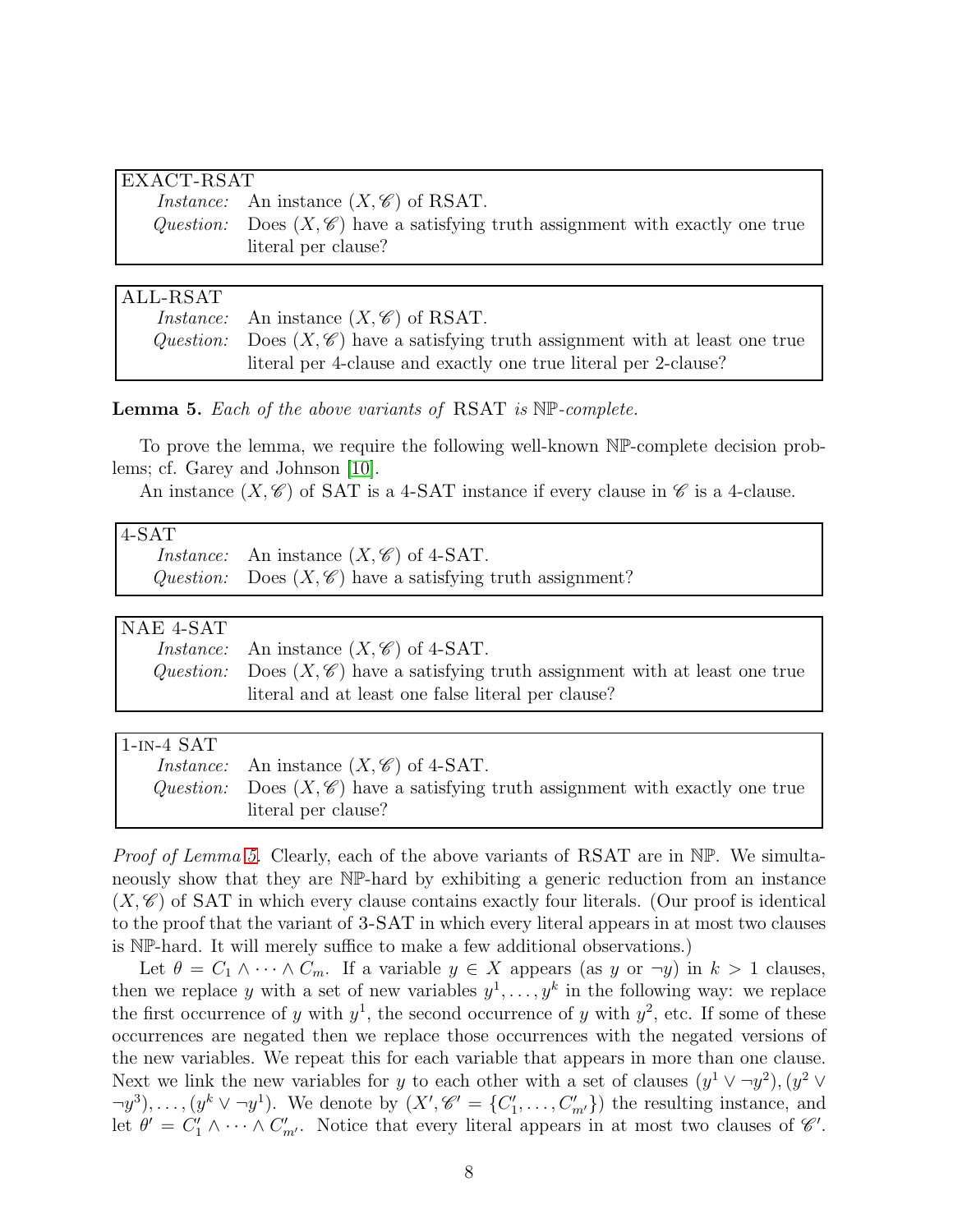> **EXACT-RSAT**
> *Instance:* An instance $(X, \mathscr{C})$ of RSAT.
> *Question:* Does $(X, \mathscr{C})$ have a satisfying truth assignment with exactly one true literal per clause?

> **ALL-RSAT**
> *Instance:* An instance $(X, \mathscr{C})$ of RSAT.
> *Question:* Does $(X, \mathscr{C})$ have a satisfying truth assignment with at least one true literal per 4-clause and exactly one true literal per 2-clause?

**Lemma 5.** *Each of the above variants of* RSAT *is* $\mathbb{NP}$*-complete.*

To prove the lemma, we require the following well-known $\mathbb{NP}$-complete decision problems; cf. Garey and Johnson [10].

An instance $(X, \mathscr{C})$ of SAT is a 4-SAT instance if every clause in $\mathscr{C}$ is a 4-clause.

> **4-SAT**
> *Instance:* An instance $(X, \mathscr{C})$ of 4-SAT.
> *Question:* Does $(X, \mathscr{C})$ have a satisfying truth assignment?

> **NAE 4-SAT**
> *Instance:* An instance $(X, \mathscr{C})$ of 4-SAT.
> *Question:* Does $(X, \mathscr{C})$ have a satisfying truth assignment with at least one true literal and at least one false literal per clause?

> **1-IN-4 SAT**
> *Instance:* An instance $(X, \mathscr{C})$ of 4-SAT.
> *Question:* Does $(X, \mathscr{C})$ have a satisfying truth assignment with exactly one true literal per clause?

*Proof of Lemma 5.* Clearly, each of the above variants of RSAT are in $\mathbb{NP}$. We simultaneously show that they are $\mathbb{NP}$-hard by exhibiting a generic reduction from an instance $(X, \mathscr{C})$ of SAT in which every clause contains exactly four literals. (Our proof is identical to the proof that the variant of 3-SAT in which every literal appears in at most two clauses is $\mathbb{NP}$-hard. It will merely suffice to make a few additional observations.)

Let $\theta = C_1 \wedge \cdots \wedge C_m$. If a variable $y \in X$ appears (as $y$ or $\neg y$) in $k > 1$ clauses, then we replace $y$ with a set of new variables $y^1, \ldots, y^k$ in the following way: we replace the first occurrence of $y$ with $y^1$, the second occurrence of $y$ with $y^2$, etc. If some of these occurrences are negated then we replace those occurrences with the negated versions of the new variables. We repeat this for each variable that appears in more than one clause. Next we link the new variables for $y$ to each other with a set of clauses $(y^1 \vee \neg y^2), (y^2 \vee \neg y^3), \ldots, (y^k \vee \neg y^1)$. We denote by $(X', \mathscr{C}' = \{C'_1, \ldots, C'_{m'}\})$ the resulting instance, and let $\theta' = C'_1 \wedge \cdots \wedge C'_{m'}$. Notice that every literal appears in at most two clauses of $\mathscr{C}'$.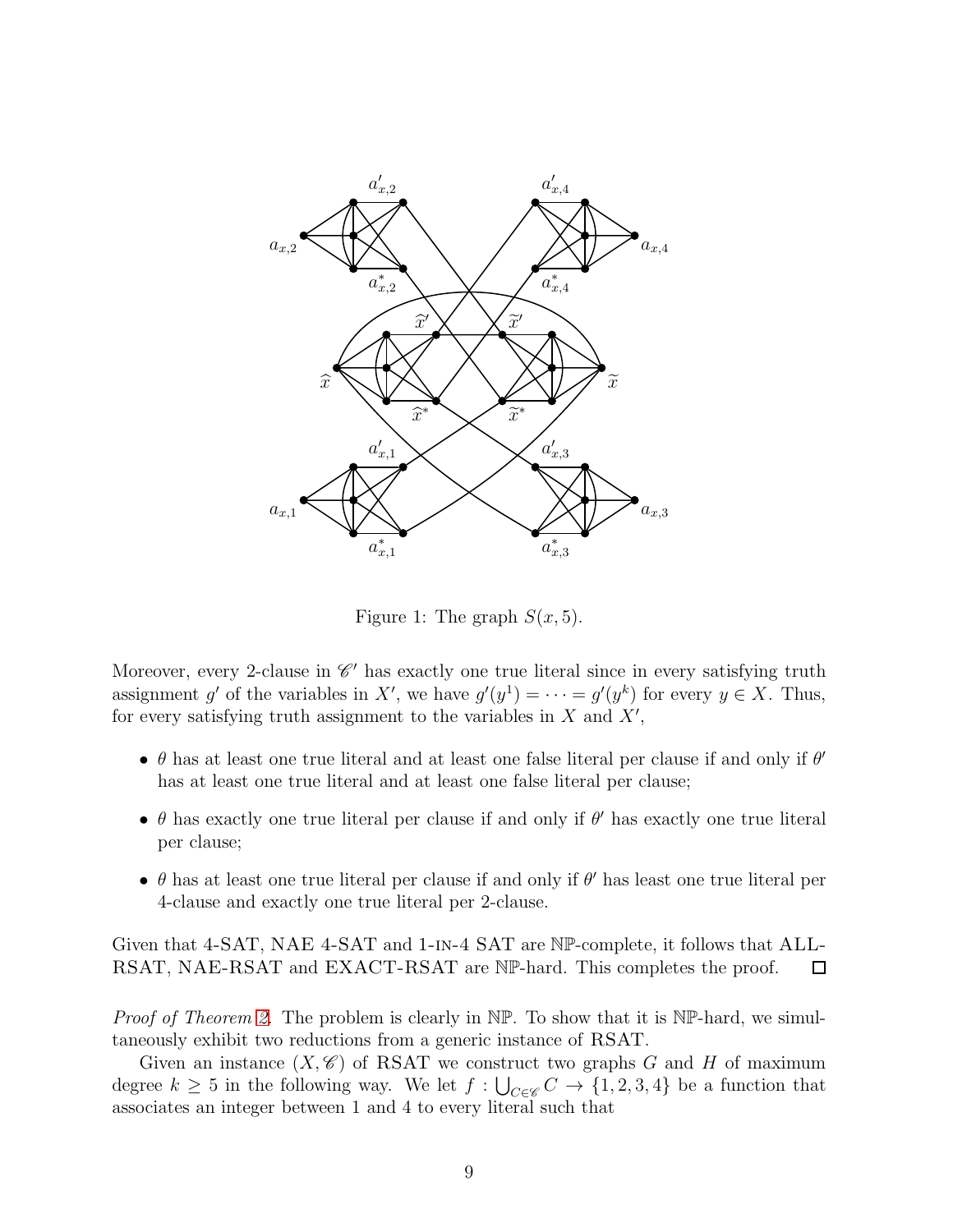Figure 1: The graph $S(x,5)$.

Moreover, every 2-clause in $\mathscr{C}'$ has exactly one true literal since in every satisfying truth assignment $g'$ of the variables in $X'$, we have $g'(y^1) = \cdots = g'(y^k)$ for every $y \in X$. Thus, for every satisfying truth assignment to the variables in $X$ and $X'$,

- $\theta$ has at least one true literal and at least one false literal per clause if and only if $\theta'$ has at least one true literal and at least one false literal per clause;
- $\theta$ has exactly one true literal per clause if and only if $\theta'$ has exactly one true literal per clause;
- $\theta$ has at least one true literal per clause if and only if $\theta'$ has least one true literal per 4-clause and exactly one true literal per 2-clause.

Given that 4-SAT, NAE 4-SAT and 1-IN-4 SAT are $\mathbb{NP}$-complete, it follows that ALL-RSAT, NAE-RSAT and EXACT-RSAT are $\mathbb{NP}$-hard. This completes the proof. ☐

*Proof of Theorem 2.* The problem is clearly in $\mathbb{NP}$. To show that it is $\mathbb{NP}$-hard, we simultaneously exhibit two reductions from a generic instance of RSAT.

Given an instance $(X, \mathscr{C})$ of RSAT we construct two graphs $G$ and $H$ of maximum degree $k \geq 5$ in the following way. We let $f : \bigcup_{C \in \mathscr{C}} C \to \{1, 2, 3, 4\}$ be a function that associates an integer between 1 and 4 to every literal such that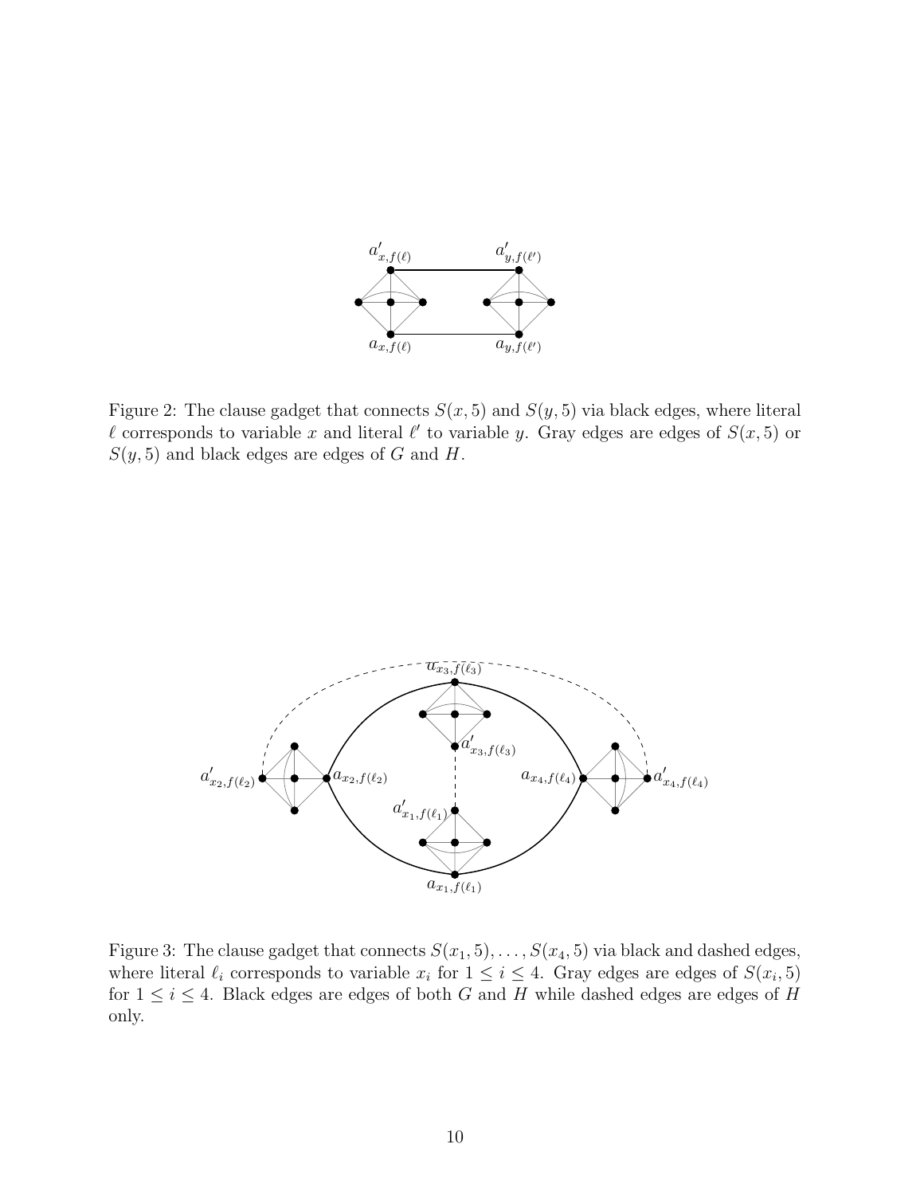Figure 2: The clause gadget that connects $S(x, 5)$ and $S(y, 5)$ via black edges, where literal $\ell$ corresponds to variable $x$ and literal $\ell'$ to variable $y$. Gray edges are edges of $S(x, 5)$ or $S(y, 5)$ and black edges are edges of $G$ and $H$.

Figure 3: The clause gadget that connects $S(x_1, 5), \ldots, S(x_4, 5)$ via black and dashed edges, where literal $\ell_i$ corresponds to variable $x_i$ for $1 \leq i \leq 4$. Gray edges are edges of $S(x_i, 5)$ for $1 \leq i \leq 4$. Black edges are edges of both $G$ and $H$ while dashed edges are edges of $H$ only.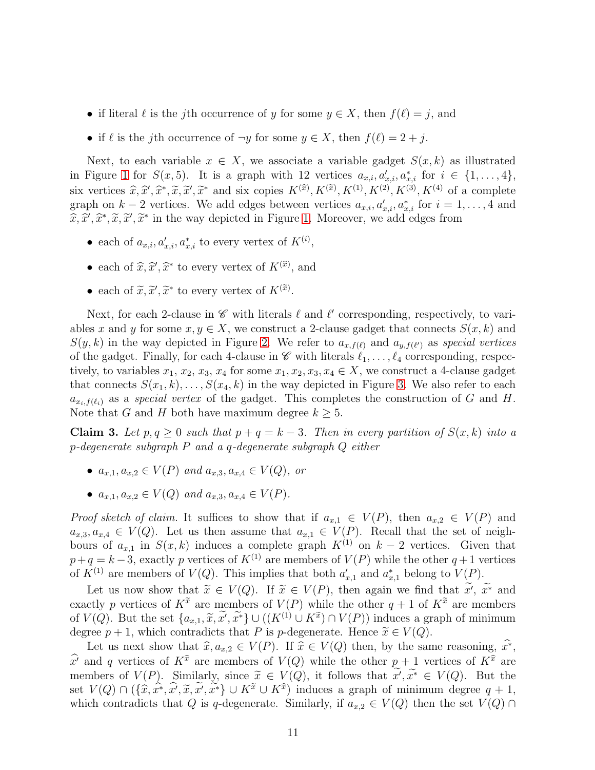- if literal $\ell$ is the $j$th occurrence of $y$ for some $y \in X$, then $f(\ell) = j$, and
- if $\ell$ is the $j$th occurrence of $\neg y$ for some $y \in X$, then $f(\ell) = 2 + j$.

Next, to each variable $x \in X$, we associate a variable gadget $S(x, k)$ as illustrated in Figure 1 for $S(x, 5)$. It is a graph with 12 vertices $a_{x,i}, a'_{x,i}, a^*_{x,i}$ for $i \in \{1, \ldots, 4\}$, six vertices $\widehat{x}, \widehat{x}', \widehat{x}^*, \widetilde{x}, \widetilde{x}', \widetilde{x}^*$ and six copies $K^{(\widehat{x})}, K^{(\widetilde{x})}, K^{(1)}, K^{(2)}, K^{(3)}, K^{(4)}$ of a complete graph on $k-2$ vertices. We add edges between vertices $a_{x,i}, a'_{x,i}, a^*_{x,i}$ for $i = 1, \ldots, 4$ and $\widehat{x}, \widehat{x}', \widehat{x}^*, \widetilde{x}, \widetilde{x}', \widetilde{x}^*$ in the way depicted in Figure 1. Moreover, we add edges from

- each of $a_{x,i}, a'_{x,i}, a^*_{x,i}$ to every vertex of $K^{(i)}$,
- each of $\widehat{x}, \widehat{x}', \widehat{x}^*$ to every vertex of $K^{(\widehat{x})}$, and
- each of $\widetilde{x}, \widetilde{x}', \widetilde{x}^*$ to every vertex of $K^{(\widetilde{x})}$.

Next, for each 2-clause in $\mathscr{C}$ with literals $\ell$ and $\ell'$ corresponding, respectively, to variables $x$ and $y$ for some $x, y \in X$, we construct a 2-clause gadget that connects $S(x, k)$ and $S(y, k)$ in the way depicted in Figure 2. We refer to $a_{x,f(\ell)}$ and $a_{y,f(\ell')}$ as *special vertices* of the gadget. Finally, for each 4-clause in $\mathscr{C}$ with literals $\ell_1, \ldots, \ell_4$ corresponding, respectively, to variables $x_1$, $x_2$, $x_3$, $x_4$ for some $x_1, x_2, x_3, x_4 \in X$, we construct a 4-clause gadget that connects $S(x_1, k), \ldots, S(x_4, k)$ in the way depicted in Figure 3. We also refer to each $a_{x_i,f(\ell_i)}$ as a *special vertex* of the gadget. This completes the construction of $G$ and $H$. Note that $G$ and $H$ both have maximum degree $k \geq 5$.

**Claim 3.** *Let $p, q \geq 0$ such that $p + q = k - 3$. Then in every partition of $S(x, k)$ into a $p$-degenerate subgraph $P$ and a $q$-degenerate subgraph $Q$ either*

- *$a_{x,1}, a_{x,2} \in V(P)$ and $a_{x,3}, a_{x,4} \in V(Q)$, or*
- *$a_{x,1}, a_{x,2} \in V(Q)$ and $a_{x,3}, a_{x,4} \in V(P)$.*

*Proof sketch of claim.* It suffices to show that if $a_{x,1} \in V(P)$, then $a_{x,2} \in V(P)$ and $a_{x,3}, a_{x,4} \in V(Q)$. Let us then assume that $a_{x,1} \in V(P)$. Recall that the set of neighbours of $a_{x,1}$ in $S(x, k)$ induces a complete graph $K^{(1)}$ on $k - 2$ vertices. Given that $p + q = k - 3$, exactly $p$ vertices of $K^{(1)}$ are members of $V(P)$ while the other $q + 1$ vertices of $K^{(1)}$ are members of $V(Q)$. This implies that both $a'_{x,1}$ and $a^*_{x,1}$ belong to $V(P)$.

Let us now show that $\widetilde{x} \in V(Q)$. If $\widetilde{x} \in V(P)$, then again we find that $\widetilde{x}'$, $\widetilde{x}^*$ and exactly $p$ vertices of $K^{\widetilde{x}}$ are members of $V(P)$ while the other $q + 1$ of $K^{\widetilde{x}}$ are members of $V(Q)$. But the set $\{a_{x,1}, \widetilde{x}, \widetilde{x}', \widetilde{x}^*\} \cup ((K^{(1)} \cup K^{\widetilde{x}}) \cap V(P))$ induces a graph of minimum degree $p + 1$, which contradicts that $P$ is $p$-degenerate. Hence $\widetilde{x} \in V(Q)$.

Let us next show that $\widehat{x}, a_{x,2} \in V(P)$. If $\widehat{x} \in V(Q)$ then, by the same reasoning, $\widehat{x}^*$, $\widehat{x}'$ and $q$ vertices of $K^{\widehat{x}}$ are members of $V(Q)$ while the other $p + 1$ vertices of $K^{\widehat{x}}$ are members of $V(P)$. Similarly, since $\widetilde{x} \in V(Q)$, it follows that $\widetilde{x}', \widetilde{x}^* \in V(Q)$. But the set $V(Q) \cap (\{\widehat{x}, \widehat{x}^*, \widehat{x}', \widetilde{x}, \widetilde{x}', \widetilde{x}^*\} \cup K^{\widetilde{x}} \cup K^{\widehat{x}})$ induces a graph of minimum degree $q + 1$, which contradicts that $Q$ is $q$-degenerate. Similarly, if $a_{x,2} \in V(Q)$ then the set $V(Q) \cap$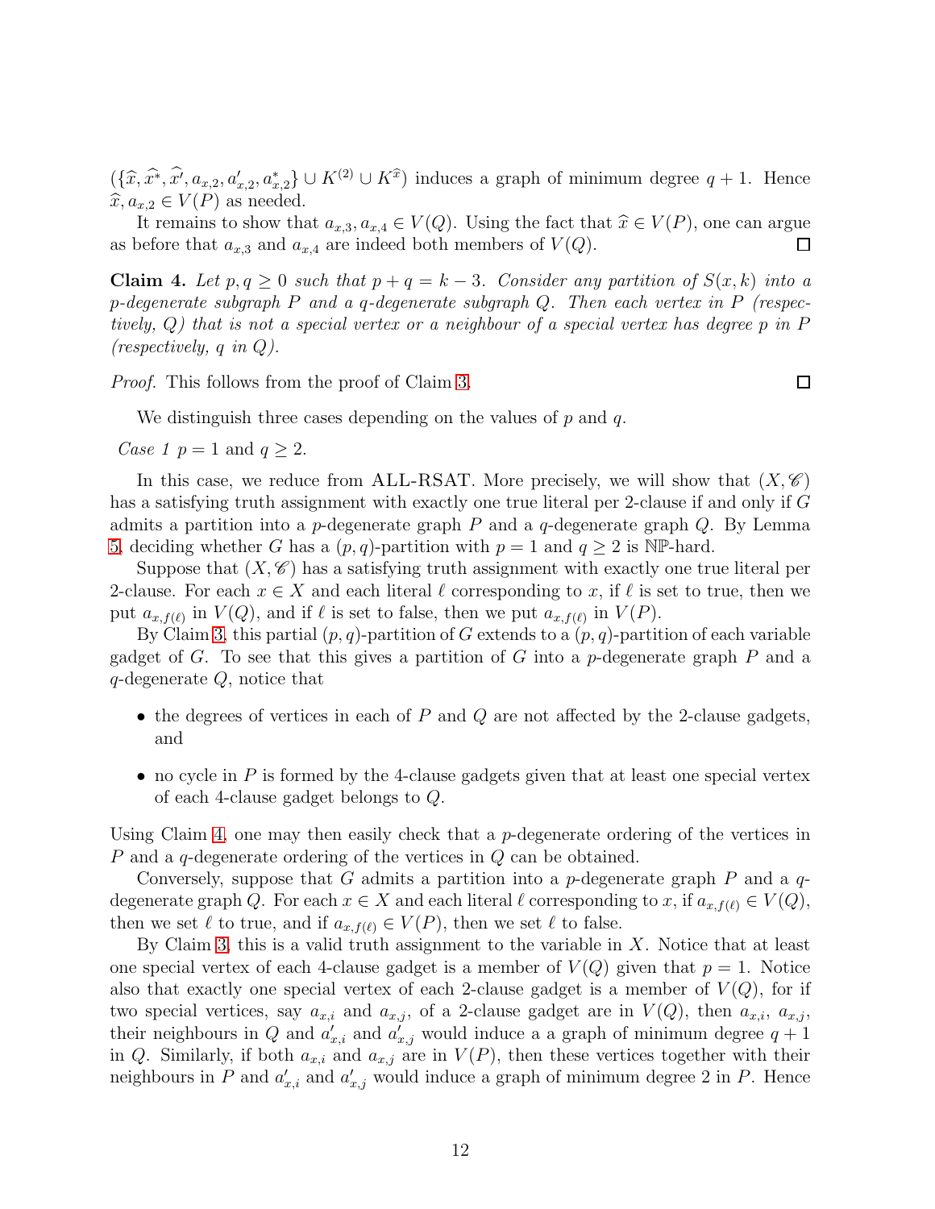$(\{\widehat{x}, \widehat{x^*}, \widehat{x'}, a_{x,2}, a'_{x,2}, a^*_{x,2}\} \cup K^{(2)} \cup K^{\widehat{x}})$ induces a graph of minimum degree $q+1$. Hence $\widehat{x}, a_{x,2} \in V(P)$ as needed.

It remains to show that $a_{x,3}, a_{x,4} \in V(Q)$. Using the fact that $\widehat{x} \in V(P)$, one can argue as before that $a_{x,3}$ and $a_{x,4}$ are indeed both members of $V(Q)$. □

**Claim 4.** *Let $p, q \geq 0$ such that $p + q = k - 3$. Consider any partition of $S(x, k)$ into a $p$-degenerate subgraph $P$ and a $q$-degenerate subgraph $Q$. Then each vertex in $P$ (respectively, $Q$) that is not a special vertex or a neighbour of a special vertex has degree $p$ in $P$ (respectively, $q$ in $Q$).*

*Proof.* This follows from the proof of Claim 3. □

We distinguish three cases depending on the values of $p$ and $q$.

*Case 1* $p = 1$ and $q \geq 2$.

In this case, we reduce from ALL-RSAT. More precisely, we will show that $(X, \mathscr{C})$ has a satisfying truth assignment with exactly one true literal per 2-clause if and only if $G$ admits a partition into a $p$-degenerate graph $P$ and a $q$-degenerate graph $Q$. By Lemma 5, deciding whether $G$ has a $(p, q)$-partition with $p = 1$ and $q \geq 2$ is $\mathbb{NP}$-hard.

Suppose that $(X, \mathscr{C})$ has a satisfying truth assignment with exactly one true literal per 2-clause. For each $x \in X$ and each literal $\ell$ corresponding to $x$, if $\ell$ is set to true, then we put $a_{x,f(\ell)}$ in $V(Q)$, and if $\ell$ is set to false, then we put $a_{x,f(\ell)}$ in $V(P)$.

By Claim 3, this partial $(p, q)$-partition of $G$ extends to a $(p, q)$-partition of each variable gadget of $G$. To see that this gives a partition of $G$ into a $p$-degenerate graph $P$ and a $q$-degenerate $Q$, notice that

- the degrees of vertices in each of $P$ and $Q$ are not affected by the 2-clause gadgets, and
- no cycle in $P$ is formed by the 4-clause gadgets given that at least one special vertex of each 4-clause gadget belongs to $Q$.

Using Claim 4, one may then easily check that a $p$-degenerate ordering of the vertices in $P$ and a $q$-degenerate ordering of the vertices in $Q$ can be obtained.

Conversely, suppose that $G$ admits a partition into a $p$-degenerate graph $P$ and a $q$-degenerate graph $Q$. For each $x \in X$ and each literal $\ell$ corresponding to $x$, if $a_{x,f(\ell)} \in V(Q)$, then we set $\ell$ to true, and if $a_{x,f(\ell)} \in V(P)$, then we set $\ell$ to false.

By Claim 3, this is a valid truth assignment to the variable in $X$. Notice that at least one special vertex of each 4-clause gadget is a member of $V(Q)$ given that $p = 1$. Notice also that exactly one special vertex of each 2-clause gadget is a member of $V(Q)$, for if two special vertices, say $a_{x,i}$ and $a_{x,j}$, of a 2-clause gadget are in $V(Q)$, then $a_{x,i}$, $a_{x,j}$, their neighbours in $Q$ and $a'_{x,i}$ and $a'_{x,j}$ would induce a a graph of minimum degree $q+1$ in $Q$. Similarly, if both $a_{x,i}$ and $a_{x,j}$ are in $V(P)$, then these vertices together with their neighbours in $P$ and $a'_{x,i}$ and $a'_{x,j}$ would induce a graph of minimum degree 2 in $P$. Hence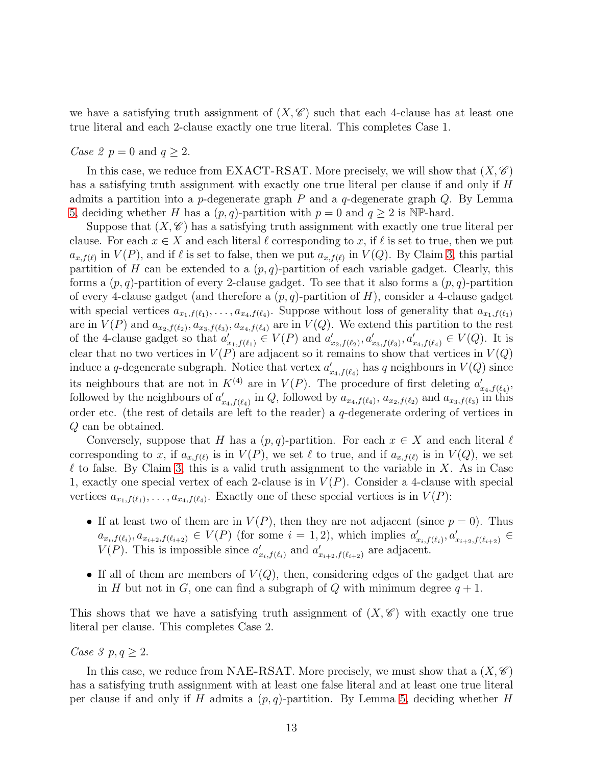we have a satisfying truth assignment of $(X, \mathscr{C})$ such that each 4-clause has at least one true literal and each 2-clause exactly one true literal. This completes Case 1.

*Case 2* $p = 0$ and $q \geq 2$.

In this case, we reduce from EXACT-RSAT. More precisely, we will show that $(X, \mathscr{C})$ has a satisfying truth assignment with exactly one true literal per clause if and only if $H$ admits a partition into a $p$-degenerate graph $P$ and a $q$-degenerate graph $Q$. By Lemma 5, deciding whether $H$ has a $(p, q)$-partition with $p = 0$ and $q \geq 2$ is $\mathbb{NP}$-hard.

Suppose that $(X, \mathscr{C})$ has a satisfying truth assignment with exactly one true literal per clause. For each $x \in X$ and each literal $\ell$ corresponding to $x$, if $\ell$ is set to true, then we put $a_{x,f(\ell)}$ in $V(P)$, and if $\ell$ is set to false, then we put $a_{x,f(\ell)}$ in $V(Q)$. By Claim 3, this partial partition of $H$ can be extended to a $(p, q)$-partition of each variable gadget. Clearly, this forms a $(p, q)$-partition of every 2-clause gadget. To see that it also forms a $(p, q)$-partition of every 4-clause gadget (and therefore a $(p, q)$-partition of $H$), consider a 4-clause gadget with special vertices $a_{x_1,f(\ell_1)}, \ldots, a_{x_4,f(\ell_4)}$. Suppose without loss of generality that $a_{x_1,f(\ell_1)}$ are in $V(P)$ and $a_{x_2,f(\ell_2)}, a_{x_3,f(\ell_3)}, a_{x_4,f(\ell_4)}$ are in $V(Q)$. We extend this partition to the rest of the 4-clause gadget so that $a'_{x_1,f(\ell_1)} \in V(P)$ and $a'_{x_2,f(\ell_2)}, a'_{x_3,f(\ell_3)}, a'_{x_4,f(\ell_4)} \in V(Q)$. It is clear that no two vertices in $V(P)$ are adjacent so it remains to show that vertices in $V(Q)$ induce a $q$-degenerate subgraph. Notice that vertex $a'_{x_4,f(\ell_4)}$ has $q$ neighbours in $V(Q)$ since its neighbours that are not in $K^{(4)}$ are in $V(P)$. The procedure of first deleting $a'_{x_4,f(\ell_4)}$, followed by the neighbours of $a'_{x_4,f(\ell_4)}$ in $Q$, followed by $a_{x_4,f(\ell_4)}$, $a_{x_2,f(\ell_2)}$ and $a_{x_3,f(\ell_3)}$ in this order etc. (the rest of details are left to the reader) a $q$-degenerate ordering of vertices in $Q$ can be obtained.

Conversely, suppose that $H$ has a $(p, q)$-partition. For each $x \in X$ and each literal $\ell$ corresponding to $x$, if $a_{x,f(\ell)}$ is in $V(P)$, we set $\ell$ to true, and if $a_{x,f(\ell)}$ is in $V(Q)$, we set $\ell$ to false. By Claim 3, this is a valid truth assignment to the variable in $X$. As in Case 1, exactly one special vertex of each 2-clause is in $V(P)$. Consider a 4-clause with special vertices $a_{x_1,f(\ell_1)}, \ldots, a_{x_4,f(\ell_4)}$. Exactly one of these special vertices is in $V(P)$:

- If at least two of them are in $V(P)$, then they are not adjacent (since $p = 0$). Thus $a_{x_i,f(\ell_i)}, a_{x_{i+2},f(\ell_{i+2})} \in V(P)$ (for some $i = 1, 2$), which implies $a'_{x_i,f(\ell_i)}, a'_{x_{i+2},f(\ell_{i+2})} \in V(P)$. This is impossible since $a'_{x_i,f(\ell_i)}$ and $a'_{x_{i+2},f(\ell_{i+2})}$ are adjacent.
- If all of them are members of $V(Q)$, then, considering edges of the gadget that are in $H$ but not in $G$, one can find a subgraph of $Q$ with minimum degree $q + 1$.

This shows that we have a satisfying truth assignment of $(X, \mathscr{C})$ with exactly one true literal per clause. This completes Case 2.

*Case 3* $p, q \geq 2$.

In this case, we reduce from NAE-RSAT. More precisely, we must show that a $(X, \mathscr{C})$ has a satisfying truth assignment with at least one false literal and at least one true literal per clause if and only if $H$ admits a $(p, q)$-partition. By Lemma 5, deciding whether $H$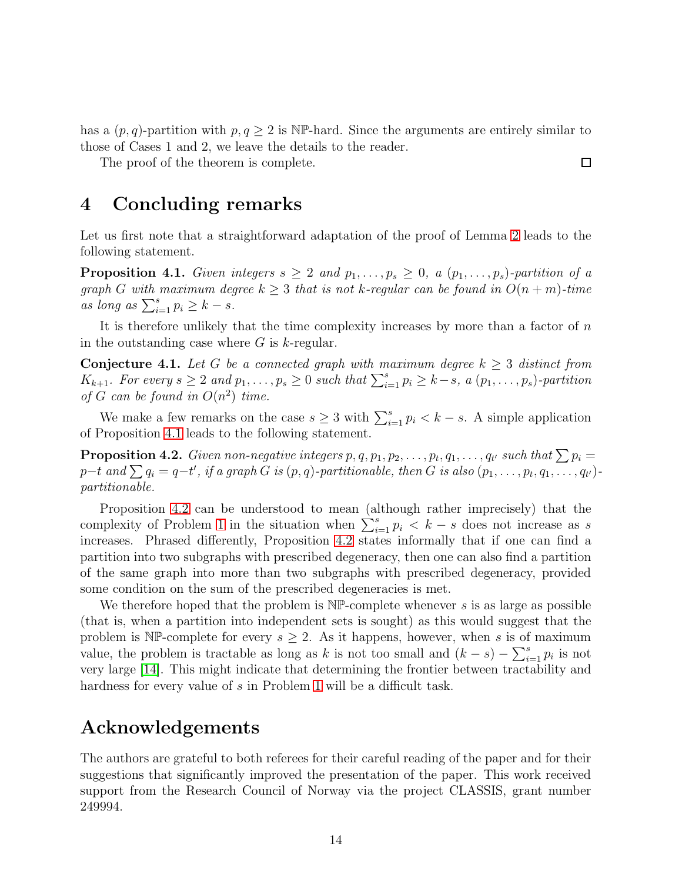has a $(p, q)$-partition with $p, q \geq 2$ is $\mathbb{NP}$-hard. Since the arguments are entirely similar to those of Cases 1 and 2, we leave the details to the reader.

The proof of the theorem is complete. □

# 4 Concluding remarks

Let us first note that a straightforward adaptation of the proof of Lemma 2 leads to the following statement.

**Proposition 4.1.** *Given integers $s \geq 2$ and $p_1, \ldots, p_s \geq 0$, a $(p_1, \ldots, p_s)$-partition of a graph $G$ with maximum degree $k \geq 3$ that is not $k$-regular can be found in $O(n + m)$-time as long as $\sum_{i=1}^{s} p_i \geq k - s$.*

It is therefore unlikely that the time complexity increases by more than a factor of $n$ in the outstanding case where $G$ is $k$-regular.

**Conjecture 4.1.** *Let $G$ be a connected graph with maximum degree $k \geq 3$ distinct from $K_{k+1}$. For every $s \geq 2$ and $p_1, \ldots, p_s \geq 0$ such that $\sum_{i=1}^{s} p_i \geq k-s$, a $(p_1, \ldots, p_s)$-partition of $G$ can be found in $O(n^2)$ time.*

We make a few remarks on the case $s \geq 3$ with $\sum_{i=1}^{s} p_i < k - s$. A simple application of Proposition 4.1 leads to the following statement.

**Proposition 4.2.** *Given non-negative integers $p, q, p_1, p_2, \ldots, p_t, q_1, \ldots, q_{t'}$ such that $\sum p_i = p-t$ and $\sum q_i = q-t'$, if a graph $G$ is $(p, q)$-partitionable, then $G$ is also $(p_1, \ldots, p_t, q_1, \ldots, q_{t'})$-partitionable.*

Proposition 4.2 can be understood to mean (although rather imprecisely) that the complexity of Problem 1 in the situation when $\sum_{i=1}^{s} p_i < k - s$ does not increase as $s$ increases. Phrased differently, Proposition 4.2 states informally that if one can find a partition into two subgraphs with prescribed degeneracy, then one can also find a partition of the same graph into more than two subgraphs with prescribed degeneracy, provided some condition on the sum of the prescribed degeneracies is met.

We therefore hoped that the problem is $\mathbb{NP}$-complete whenever $s$ is as large as possible (that is, when a partition into independent sets is sought) as this would suggest that the problem is $\mathbb{NP}$-complete for every $s \geq 2$. As it happens, however, when $s$ is of maximum value, the problem is tractable as long as $k$ is not too small and $(k - s) - \sum_{i=1}^{s} p_i$ is not very large [14]. This might indicate that determining the frontier between tractability and hardness for every value of $s$ in Problem 1 will be a difficult task.

# Acknowledgements

The authors are grateful to both referees for their careful reading of the paper and for their suggestions that significantly improved the presentation of the paper. This work received support from the Research Council of Norway via the project CLASSIS, grant number 249994.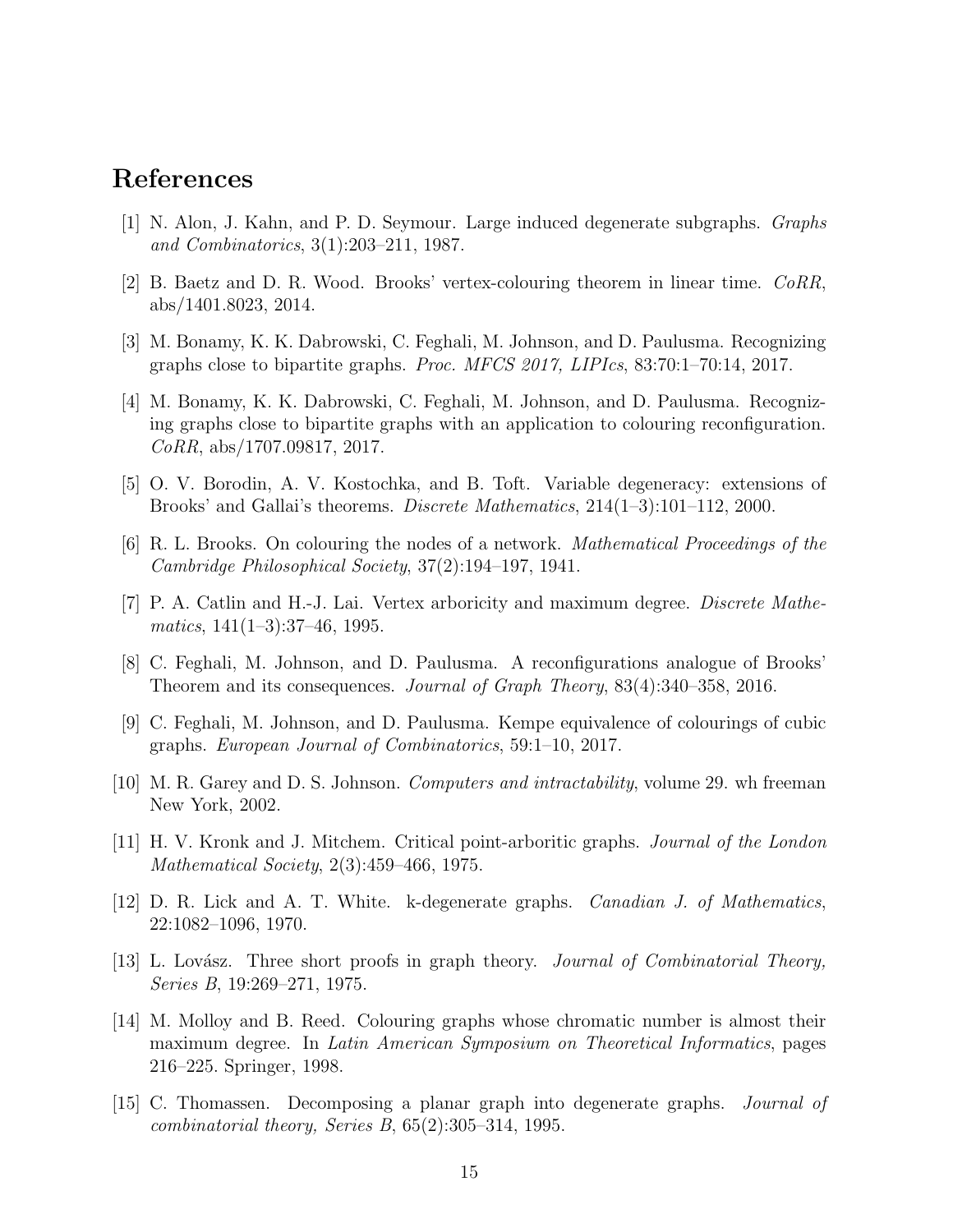## References

[1] N. Alon, J. Kahn, and P. D. Seymour. Large induced degenerate subgraphs. *Graphs and Combinatorics*, 3(1):203–211, 1987.

[2] B. Baetz and D. R. Wood. Brooks' vertex-colouring theorem in linear time. *CoRR*, abs/1401.8023, 2014.

[3] M. Bonamy, K. K. Dabrowski, C. Feghali, M. Johnson, and D. Paulusma. Recognizing graphs close to bipartite graphs. *Proc. MFCS 2017, LIPIcs*, 83:70:1–70:14, 2017.

[4] M. Bonamy, K. K. Dabrowski, C. Feghali, M. Johnson, and D. Paulusma. Recognizing graphs close to bipartite graphs with an application to colouring reconfiguration. *CoRR*, abs/1707.09817, 2017.

[5] O. V. Borodin, A. V. Kostochka, and B. Toft. Variable degeneracy: extensions of Brooks' and Gallai's theorems. *Discrete Mathematics*, 214(1–3):101–112, 2000.

[6] R. L. Brooks. On colouring the nodes of a network. *Mathematical Proceedings of the Cambridge Philosophical Society*, 37(2):194–197, 1941.

[7] P. A. Catlin and H.-J. Lai. Vertex arboricity and maximum degree. *Discrete Mathematics*, 141(1–3):37–46, 1995.

[8] C. Feghali, M. Johnson, and D. Paulusma. A reconfigurations analogue of Brooks' Theorem and its consequences. *Journal of Graph Theory*, 83(4):340–358, 2016.

[9] C. Feghali, M. Johnson, and D. Paulusma. Kempe equivalence of colourings of cubic graphs. *European Journal of Combinatorics*, 59:1–10, 2017.

[10] M. R. Garey and D. S. Johnson. *Computers and intractability*, volume 29. wh freeman New York, 2002.

[11] H. V. Kronk and J. Mitchem. Critical point-arboritic graphs. *Journal of the London Mathematical Society*, 2(3):459–466, 1975.

[12] D. R. Lick and A. T. White. k-degenerate graphs. *Canadian J. of Mathematics*, 22:1082–1096, 1970.

[13] L. Lovász. Three short proofs in graph theory. *Journal of Combinatorial Theory, Series B*, 19:269–271, 1975.

[14] M. Molloy and B. Reed. Colouring graphs whose chromatic number is almost their maximum degree. In *Latin American Symposium on Theoretical Informatics*, pages 216–225. Springer, 1998.

[15] C. Thomassen. Decomposing a planar graph into degenerate graphs. *Journal of combinatorial theory, Series B*, 65(2):305–314, 1995.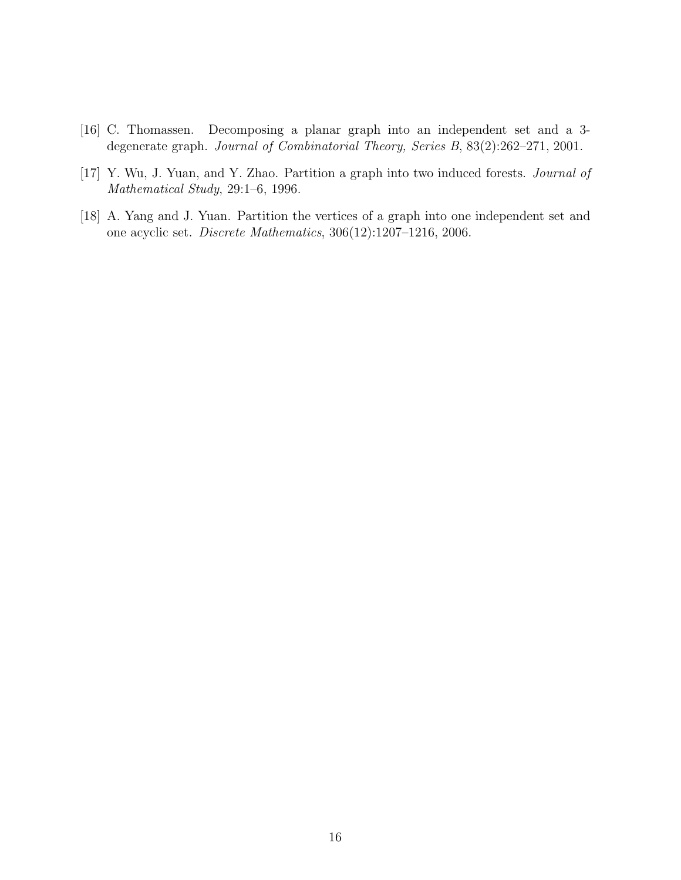[16] C. Thomassen. Decomposing a planar graph into an independent set and a 3-degenerate graph. *Journal of Combinatorial Theory, Series B*, 83(2):262–271, 2001.

[17] Y. Wu, J. Yuan, and Y. Zhao. Partition a graph into two induced forests. *Journal of Mathematical Study*, 29:1–6, 1996.

[18] A. Yang and J. Yuan. Partition the vertices of a graph into one independent set and one acyclic set. *Discrete Mathematics*, 306(12):1207–1216, 2006.